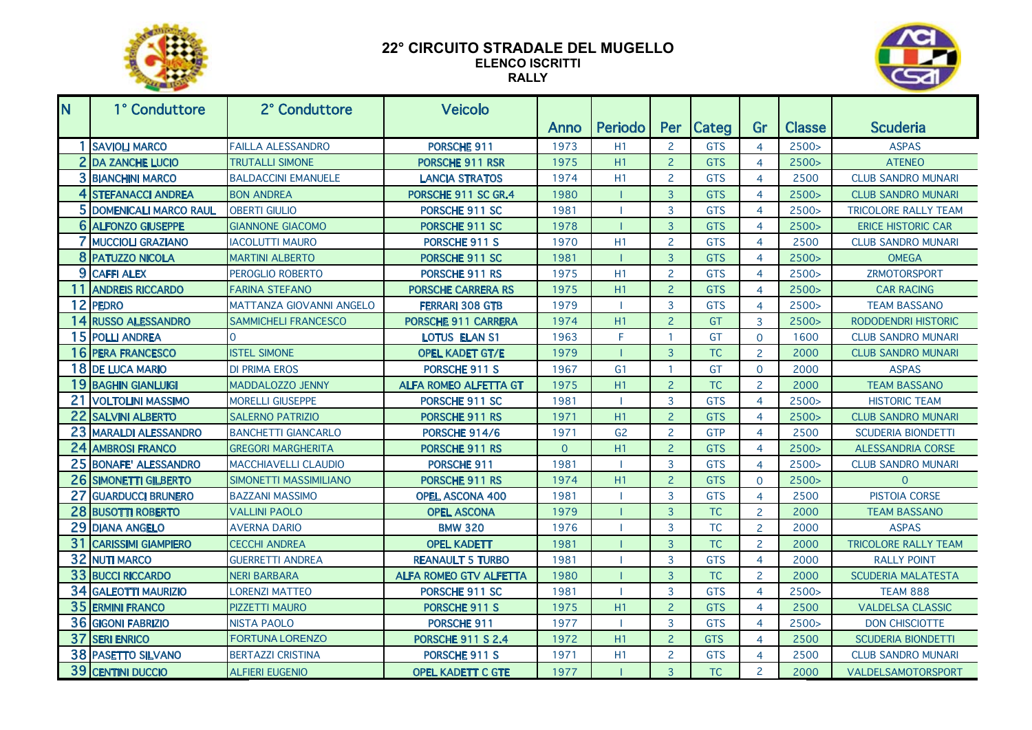# 22° CIRCUITO STRADALE DEL MUGELLO

## ELENCO ISCRITTI

## RALLY

| N | 1° Conduttore | 2° Conduttore | Veicolo | Anno | Periodo | Per | Categ | Gr | Classe | Scuderia |
|---|---|---|---|---|---|---|---|---|---|---|
| 1 | SAVIOLI MARCO | FAILLA ALESSANDRO | PORSCHE 911 | 1973 | H1 | 2 | GTS | 4 | 2500> | ASPAS |
| 2 | DA ZANCHE LUCIO | TRUTALLI SIMONE | PORSCHE 911 RSR | 1975 | H1 | 2 | GTS | 4 | 2500> | ATENEO |
| 3 | BIANCHINI MARCO | BALDACCINI EMANUELE | LANCIA STRATOS | 1974 | H1 | 2 | GTS | 4 | 2500 | CLUB SANDRO MUNARI |
| 4 | STEFANACCI ANDREA | BON ANDREA | PORSCHE 911 SC GR.4 | 1980 | I | 3 | GTS | 4 | 2500> | CLUB SANDRO MUNARI |
| 5 | DOMENICALI MARCO RAUL | OBERTI GIULIO | PORSCHE 911 SC | 1981 | I | 3 | GTS | 4 | 2500> | TRICOLORE RALLY TEAM |
| 6 | ALFONZO GIUSEPPE | GIANNONE GIACOMO | PORSCHE 911 SC | 1978 | I | 3 | GTS | 4 | 2500> | ERICE HISTORIC CAR |
| 7 | MUCCIOLI GRAZIANO | IACOLUTTI MAURO | PORSCHE 911 S | 1970 | H1 | 2 | GTS | 4 | 2500 | CLUB SANDRO MUNARI |
| 8 | PATUZZO NICOLA | MARTINI ALBERTO | PORSCHE 911 SC | 1981 | I | 3 | GTS | 4 | 2500> | OMEGA |
| 9 | CAFFI ALEX | PEROGLIO ROBERTO | PORSCHE 911 RS | 1975 | H1 | 2 | GTS | 4 | 2500> | ZRMOTORSPORT |
| 11 | ANDREIS RICCARDO | FARINA STEFANO | PORSCHE CARRERA RS | 1975 | H1 | 2 | GTS | 4 | 2500> | CAR RACING |
| 12 | PEDRO | MATTANZA GIOVANNI ANGELO | FERRARI 308 GTB | 1979 | I | 3 | GTS | 4 | 2500> | TEAM BASSANO |
| 14 | RUSSO ALESSANDRO | SAMMICHELI FRANCESCO | PORSCHE 911 CARRERA | 1974 | H1 | 2 | GT | 3 | 2500> | RODODENDRI HISTORIC |
| 15 | POLLI ANDREA | 0 | LOTUS ELAN S1 | 1963 | F | 1 | GT | 0 | 1600 | CLUB SANDRO MUNARI |
| 16 | PERA FRANCESCO | ISTEL SIMONE | OPEL KADET GT/E | 1979 | I | 3 | TC | 2 | 2000 | CLUB SANDRO MUNARI |
| 18 | DE LUCA MARIO | DI PRIMA EROS | PORSCHE 911 S | 1967 | G1 | 1 | GT | 0 | 2000 | ASPAS |
| 19 | BAGHIN GIANLUIGI | MADDALOZZO JENNY | ALFA ROMEO ALFETTA GT | 1975 | H1 | 2 | TC | 2 | 2000 | TEAM BASSANO |
| 21 | VOLTOLINI MASSIMO | MORELLI GIUSEPPE | PORSCHE 911 SC | 1981 | I | 3 | GTS | 4 | 2500> | HISTORIC TEAM |
| 22 | SALVINI ALBERTO | SALERNO PATRIZIO | PORSCHE 911 RS | 1971 | H1 | 2 | GTS | 4 | 2500> | CLUB SANDRO MUNARI |
| 23 | MARALDI ALESSANDRO | BANCHETTI GIANCARLO | PORSCHE 914/6 | 1971 | G2 | 2 | GTP | 4 | 2500 | SCUDERIA BIONDETTI |
| 24 | AMBROSI FRANCO | GREGORI MARGHERITA | PORSCHE 911 RS | 0 | H1 | 2 | GTS | 4 | 2500> | ALESSANDRIA CORSE |
| 25 | BONAFE' ALESSANDRO | MACCHIAVELLI CLAUDIO | PORSCHE 911 | 1981 | I | 3 | GTS | 4 | 2500> | CLUB SANDRO MUNARI |
| 26 | SIMONETTI GILBERTO | SIMONETTI MASSIMILIANO | PORSCHE 911 RS | 1974 | H1 | 2 | GTS | 0 | 2500> | 0 |
| 27 | GUARDUCCI BRUNERO | BAZZANI MASSIMO | OPEL ASCONA 400 | 1981 | I | 3 | GTS | 4 | 2500 | PISTOIA CORSE |
| 28 | BUSOTTI ROBERTO | VALLINI PAOLO | OPEL ASCONA | 1979 | I | 3 | TC | 2 | 2000 | TEAM BASSANO |
| 29 | DIANA ANGELO | AVERNA DARIO | BMW 320 | 1976 | I | 3 | TC | 2 | 2000 | ASPAS |
| 31 | CARISSIMI GIAMPIERO | CECCHI ANDREA | OPEL KADETT | 1981 | I | 3 | TC | 2 | 2000 | TRICOLORE RALLY TEAM |
| 32 | NUTI MARCO | GUERRETTI ANDREA | REANAULT 5 TURBO | 1981 | I | 3 | GTS | 4 | 2000 | RALLY POINT |
| 33 | BUCCI RICCARDO | NERI BARBARA | ALFA ROMEO GTV ALFETTA | 1980 | I | 3 | TC | 2 | 2000 | SCUDERIA MALATESTA |
| 34 | GALEOTTI MAURIZIO | LORENZI MATTEO | PORSCHE 911 SC | 1981 | I | 3 | GTS | 4 | 2500> | TEAM 888 |
| 35 | ERMINI FRANCO | PIZZETTI MAURO | PORSCHE 911 S | 1975 | H1 | 2 | GTS | 4 | 2500 | VALDELSA CLASSIC |
| 36 | GIGONI FABRIZIO | NISTA PAOLO | PORSCHE 911 | 1977 | I | 3 | GTS | 4 | 2500> | DON CHISCIOTTE |
| 37 | SERI ENRICO | FORTUNA LORENZO | PORSCHE 911 S 2.4 | 1972 | H1 | 2 | GTS | 4 | 2500 | SCUDERIA BIONDETTI |
| 38 | PASETTO SILVANO | BERTAZZI CRISTINA | PORSCHE 911 S | 1971 | H1 | 2 | GTS | 4 | 2500 | CLUB SANDRO MUNARI |
| 39 | CENTINI DUCCIO | ALFIERI EUGENIO | OPEL KADETT C GTE | 1977 | I | 3 | TC | 2 | 2000 | VALDELSAMOTORSPORT |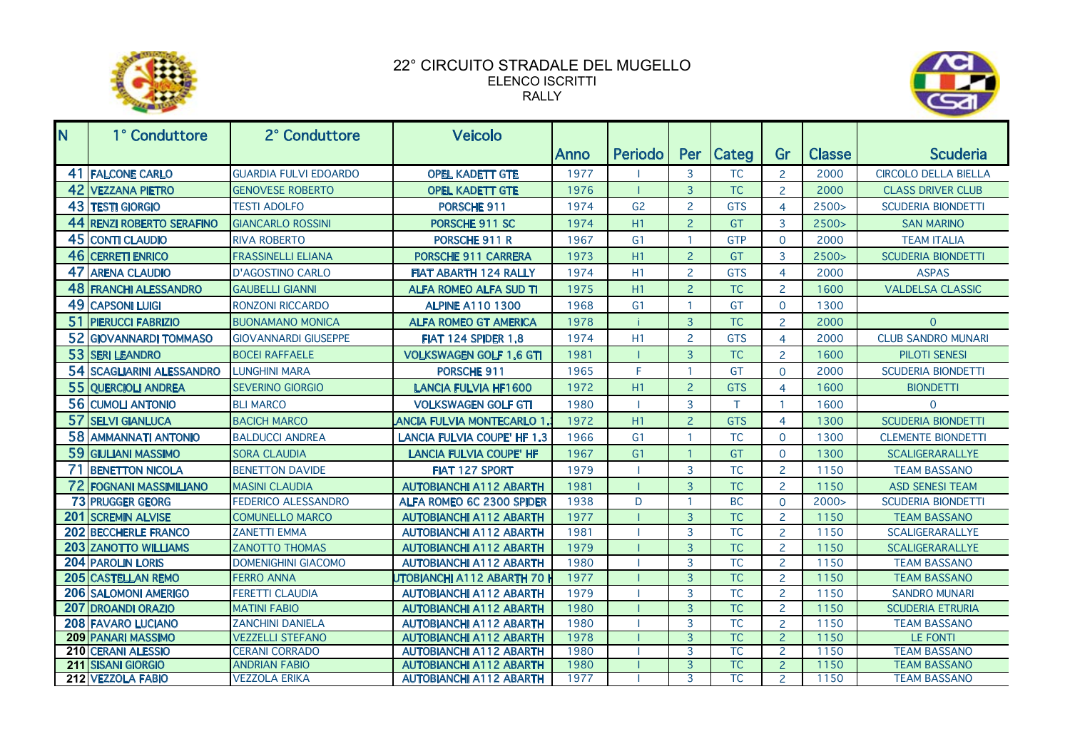# 22° CIRCUITO STRADALE DEL MUGELLO

ELENCO ISCRITTI

RALLY

| N | 1° Conduttore | 2° Conduttore | Veicolo | Anno | Periodo | Per | Categ | Gr | Classe | Scuderia |
|---|---|---|---|---|---|---|---|---|---|---|
| 41 | FALCONE CARLO | GUARDIA FULVI EDOARDO | OPEL KADETT GTE | 1977 | I | 3 | TC | 2 | 2000 | CIRCOLO DELLA BIELLA |
| 42 | VEZZANA PIETRO | GENOVESE ROBERTO | OPEL KADETT GTE | 1976 | I | 3 | TC | 2 | 2000 | CLASS DRIVER CLUB |
| 43 | TESTI GIORGIO | TESTI ADOLFO | PORSCHE 911 | 1974 | G2 | 2 | GTS | 4 | 2500> | SCUDERIA BIONDETTI |
| 44 | RENZI ROBERTO SERAFINO | GIANCARLO ROSSINI | PORSCHE 911 SC | 1974 | H1 | 2 | GT | 3 | 2500> | SAN MARINO |
| 45 | CONTI CLAUDIO | RIVA ROBERTO | PORSCHE 911 R | 1967 | G1 | 1 | GTP | 0 | 2000 | TEAM ITALIA |
| 46 | CERRETI ENRICO | FRASSINELLI ELIANA | PORSCHE 911 CARRERA | 1973 | H1 | 2 | GT | 3 | 2500> | SCUDERIA BIONDETTI |
| 47 | ARENA CLAUDIO | D'AGOSTINO CARLO | FIAT ABARTH 124 RALLY | 1974 | H1 | 2 | GTS | 4 | 2000 | ASPAS |
| 48 | FRANCHI ALESSANDRO | GAUBELLI GIANNI | ALFA ROMEO ALFA SUD TI | 1975 | H1 | 2 | TC | 2 | 1600 | VALDELSA CLASSIC |
| 49 | CAPSONI LUIGI | RONZONI RICCARDO | ALPINE A110 1300 | 1968 | G1 | 1 | GT | 0 | 1300 | |
| 51 | PIERUCCI FABRIZIO | BUONAMANO MONICA | ALFA ROMEO GT AMERICA | 1978 | i | 3 | TC | 2 | 2000 | 0 |
| 52 | GIOVANNARDI TOMMASO | GIOVANNARDI GIUSEPPE | FIAT 124 SPIDER 1,8 | 1974 | H1 | 2 | GTS | 4 | 2000 | CLUB SANDRO MUNARI |
| 53 | SERI LEANDRO | BOCEI RAFFAELE | VOLKSWAGEN GOLF 1,6 GTI | 1981 | I | 3 | TC | 2 | 1600 | PILOTI SENESI |
| 54 | SCAGLIARINI ALESSANDRO | LUNGHINI MARA | PORSCHE 911 | 1965 | F | 1 | GT | 0 | 2000 | SCUDERIA BIONDETTI |
| 55 | QUERCIOLI ANDREA | SEVERINO GIORGIO | LANCIA FULVIA HF1600 | 1972 | H1 | 2 | GTS | 4 | 1600 | BIONDETTI |
| 56 | CUMOLI ANTONIO | BLI MARCO | VOLKSWAGEN GOLF GTI | 1980 | I | 3 | T | 1 | 1600 | 0 |
| 57 | SELVI GIANLUCA | BACICH MARCO | LANCIA FULVIA MONTECARLO 1. | 1972 | H1 | 2 | GTS | 4 | 1300 | SCUDERIA BIONDETTI |
| 58 | AMMANNATI ANTONIO | BALDUCCI ANDREA | LANCIA FULVIA COUPE' HF 1.3 | 1966 | G1 | 1 | TC | 0 | 1300 | CLEMENTE BIONDETTI |
| 59 | GIULIANI MASSIMO | SORA CLAUDIA | LANCIA FULVIA COUPE' HF | 1967 | G1 | 1 | GT | 0 | 1300 | SCALIGERARALLYE |
| 71 | BENETTON NICOLA | BENETTON DAVIDE | FIAT 127 SPORT | 1979 | I | 3 | TC | 2 | 1150 | TEAM BASSANO |
| 72 | FOGNANI MASSIMILIANO | MASINI CLAUDIA | AUTOBIANCHI A112 ABARTH | 1981 | I | 3 | TC | 2 | 1150 | ASD SENESI TEAM |
| 73 | PRUGGER GEORG | FEDERICO ALESSANDRO | ALFA ROMEO 6C 2300 SPIDER | 1938 | D | 1 | BC | 0 | 2000> | SCUDERIA BIONDETTI |
| 201 | SCREMIN ALVISE | COMUNELLO MARCO | AUTOBIANCHI A112 ABARTH | 1977 | I | 3 | TC | 2 | 1150 | TEAM BASSANO |
| 202 | BECCHERLE FRANCO | ZANETTI EMMA | AUTOBIANCHI A112 ABARTH | 1981 | I | 3 | TC | 2 | 1150 | SCALIGERARALLYE |
| 203 | ZANOTTO WILLIAMS | ZANOTTO THOMAS | AUTOBIANCHI A112 ABARTH | 1979 | I | 3 | TC | 2 | 1150 | SCALIGERARALLYE |
| 204 | PAROLIN LORIS | DOMENIGHINI GIACOMO | AUTOBIANCHI A112 ABARTH | 1980 | I | 3 | TC | 2 | 1150 | TEAM BASSANO |
| 205 | CASTELLAN REMO | FERRO ANNA | UTOBIANCHI A112 ABARTH 70 H | 1977 | I | 3 | TC | 2 | 1150 | TEAM BASSANO |
| 206 | SALOMONI AMERIGO | FERETTI CLAUDIA | AUTOBIANCHI A112 ABARTH | 1979 | I | 3 | TC | 2 | 1150 | SANDRO MUNARI |
| 207 | DROANDI ORAZIO | MATINI FABIO | AUTOBIANCHI A112 ABARTH | 1980 | I | 3 | TC | 2 | 1150 | SCUDERIA ETRURIA |
| 208 | FAVARO LUCIANO | ZANCHINI DANIELA | AUTOBIANCHI A112 ABARTH | 1980 | I | 3 | TC | 2 | 1150 | TEAM BASSANO |
| 209 | PANARI MASSIMO | VEZZELLI STEFANO | AUTOBIANCHI A112 ABARTH | 1978 | I | 3 | TC | 2 | 1150 | LE FONTI |
| 210 | CERANI ALESSIO | CERANI CORRADO | AUTOBIANCHI A112 ABARTH | 1980 | I | 3 | TC | 2 | 1150 | TEAM BASSANO |
| 211 | SISANI GIORGIO | ANDRIAN FABIO | AUTOBIANCHI A112 ABARTH | 1980 | I | 3 | TC | 2 | 1150 | TEAM BASSANO |
| 212 | VEZZOLA FABIO | VEZZOLA ERIKA | AUTOBIANCHI A112 ABARTH | 1977 | I | 3 | TC | 2 | 1150 | TEAM BASSANO |